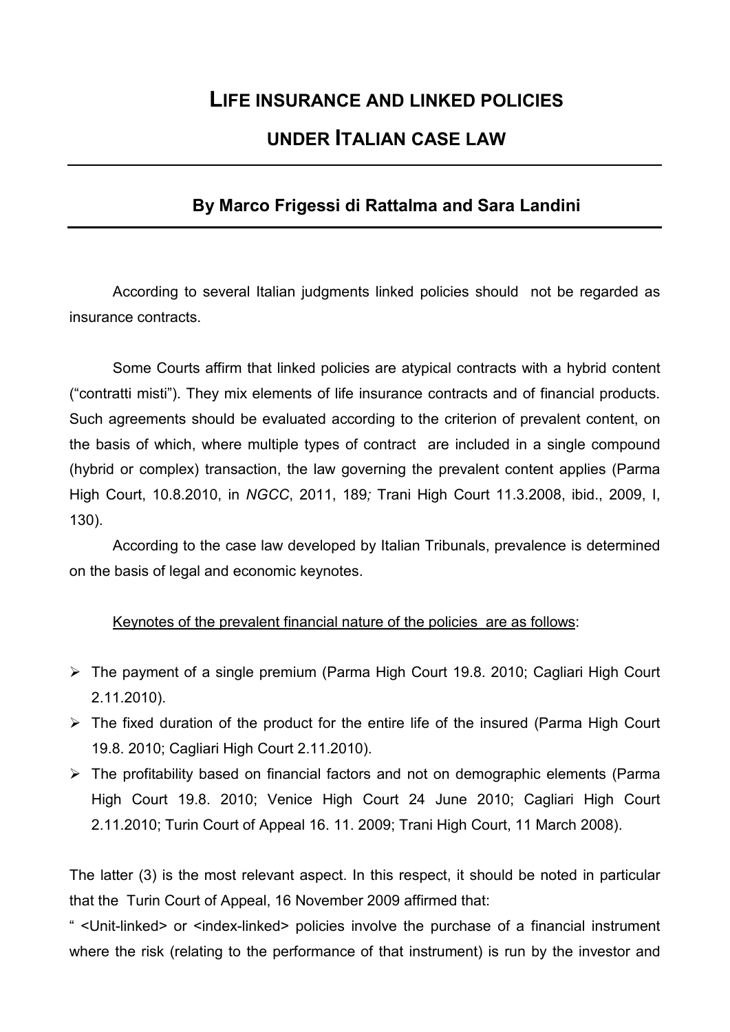# LIFE INSURANCE AND LINKED POLICIES UNDER ITALIAN CASE LAW

## By Marco Frigessi di Rattalma and Sara Landini

According to several Italian judgments linked policies should not be regarded as insurance contracts.

Some Courts affirm that linked policies are atypical contracts with a hybrid content ("contratti misti"). They mix elements of life insurance contracts and of financial products. Such agreements should be evaluated according to the criterion of prevalent content, on the basis of which, where multiple types of contract are included in a single compound (hybrid or complex) transaction, the law governing the prevalent content applies (Parma High Court, 10.8.2010, in *NGCC*, 2011, 189*;* Trani High Court 11.3.2008, ibid., 2009, I, 130).

According to the case law developed by Italian Tribunals, prevalence is determined on the basis of legal and economic keynotes.

<u>Keynotes of the prevalent financial nature of the policies are as follows</u>:

- The payment of a single premium (Parma High Court 19.8. 2010; Cagliari High Court 2.11.2010).
- The fixed duration of the product for the entire life of the insured (Parma High Court 19.8. 2010; Cagliari High Court 2.11.2010).
- The profitability based on financial factors and not on demographic elements (Parma High Court 19.8. 2010; Venice High Court 24 June 2010; Cagliari High Court 2.11.2010; Turin Court of Appeal 16. 11. 2009; Trani High Court, 11 March 2008).

The latter (3) is the most relevant aspect. In this respect, it should be noted in particular that the Turin Court of Appeal, 16 November 2009 affirmed that:

" <Unit-linked> or <index-linked> policies involve the purchase of a financial instrument where the risk (relating to the performance of that instrument) is run by the investor and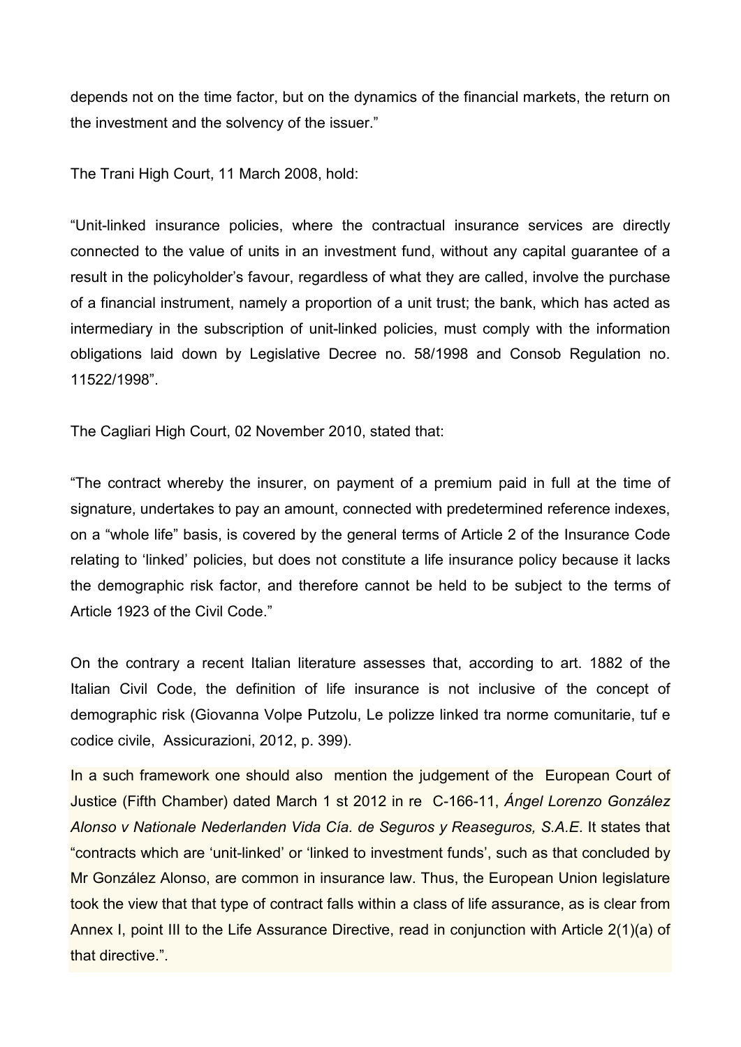depends not on the time factor, but on the dynamics of the financial markets, the return on the investment and the solvency of the issuer."

The Trani High Court, 11 March 2008, hold:

"Unit-linked insurance policies, where the contractual insurance services are directly connected to the value of units in an investment fund, without any capital guarantee of a result in the policyholder's favour, regardless of what they are called, involve the purchase of a financial instrument, namely a proportion of a unit trust; the bank, which has acted as intermediary in the subscription of unit-linked policies, must comply with the information obligations laid down by Legislative Decree no. 58/1998 and Consob Regulation no. 11522/1998".

The Cagliari High Court, 02 November 2010, stated that:

"The contract whereby the insurer, on payment of a premium paid in full at the time of signature, undertakes to pay an amount, connected with predetermined reference indexes, on a "whole life" basis, is covered by the general terms of Article 2 of the Insurance Code relating to 'linked' policies, but does not constitute a life insurance policy because it lacks the demographic risk factor, and therefore cannot be held to be subject to the terms of Article 1923 of the Civil Code."

On the contrary a recent Italian literature assesses that, according to art. 1882 of the Italian Civil Code, the definition of life insurance is not inclusive of the concept of demographic risk (Giovanna Volpe Putzolu, Le polizze linked tra norme comunitarie, tuf e codice civile, Assicurazioni, 2012, p. 399).

In a such framework one should also mention the judgement of the European Court of Justice (Fifth Chamber) dated March 1 st 2012 in re C-166-11, *Ángel Lorenzo González Alonso v Nationale Nederlanden Vida Cía. de Seguros y Reaseguros, S.A.E*. It states that "contracts which are 'unit-linked' or 'linked to investment funds', such as that concluded by Mr González Alonso, are common in insurance law. Thus, the European Union legislature took the view that that type of contract falls within a class of life assurance, as is clear from Annex I, point III to the Life Assurance Directive, read in conjunction with Article 2(1)(a) of that directive.".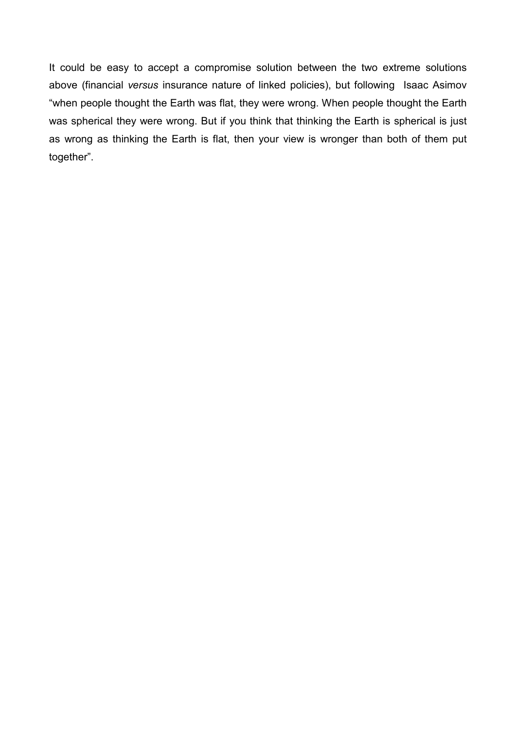It could be easy to accept a compromise solution between the two extreme solutions above (financial *versus* insurance nature of linked policies), but following Isaac Asimov "when people thought the Earth was flat, they were wrong. When people thought the Earth was spherical they were wrong. But if you think that thinking the Earth is spherical is just as wrong as thinking the Earth is flat, then your view is wronger than both of them put together".